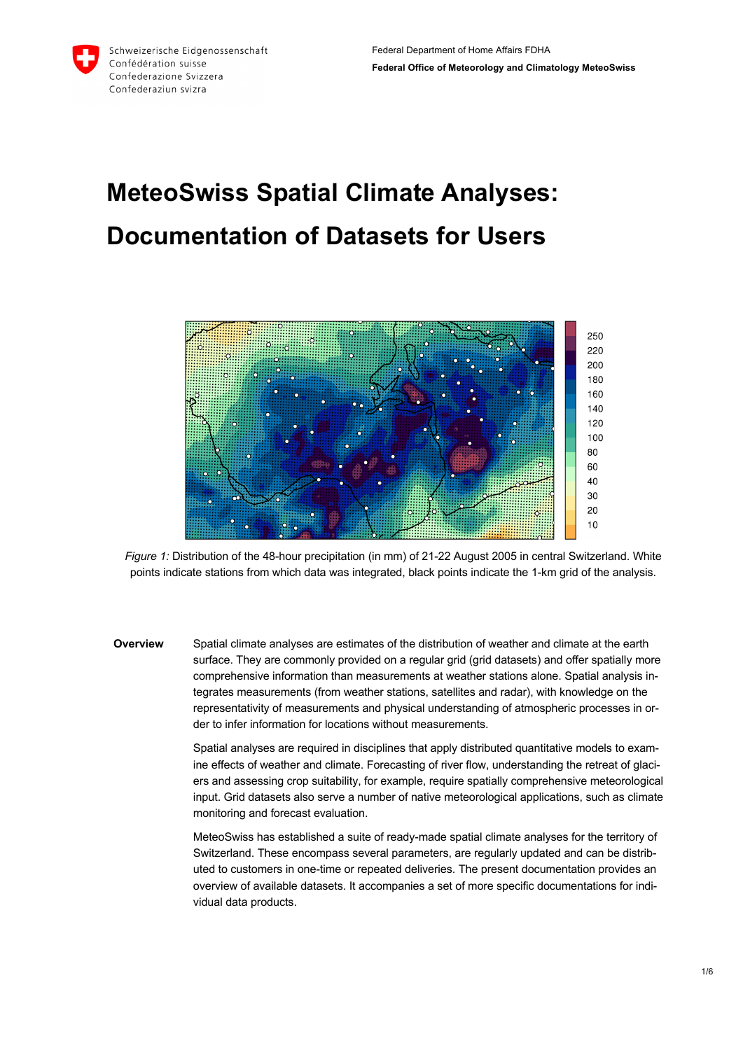# MeteoSwiss Spatial Climate Analyses: Documentation of Datasets for Users

*Figure 1:* Distribution of the 48-hour precipitation (in mm) of 21-22 August 2005 in central Switzerland. White points indicate stations from which data was integrated, black points indicate the 1-km grid of the analysis.

**Overview**

Spatial climate analyses are estimates of the distribution of weather and climate at the earth surface. They are commonly provided on a regular grid (grid datasets) and offer spatially more comprehensive information than measurements at weather stations alone. Spatial analysis integrates measurements (from weather stations, satellites and radar), with knowledge on the representativity of measurements and physical understanding of atmospheric processes in order to infer information for locations without measurements.

Spatial analyses are required in disciplines that apply distributed quantitative models to examine effects of weather and climate. Forecasting of river flow, understanding the retreat of glaciers and assessing crop suitability, for example, require spatially comprehensive meteorological input. Grid datasets also serve a number of native meteorological applications, such as climate monitoring and forecast evaluation.

MeteoSwiss has established a suite of ready-made spatial climate analyses for the territory of Switzerland. These encompass several parameters, are regularly updated and can be distributed to customers in one-time or repeated deliveries. The present documentation provides an overview of available datasets. It accompanies a set of more specific documentations for individual data products.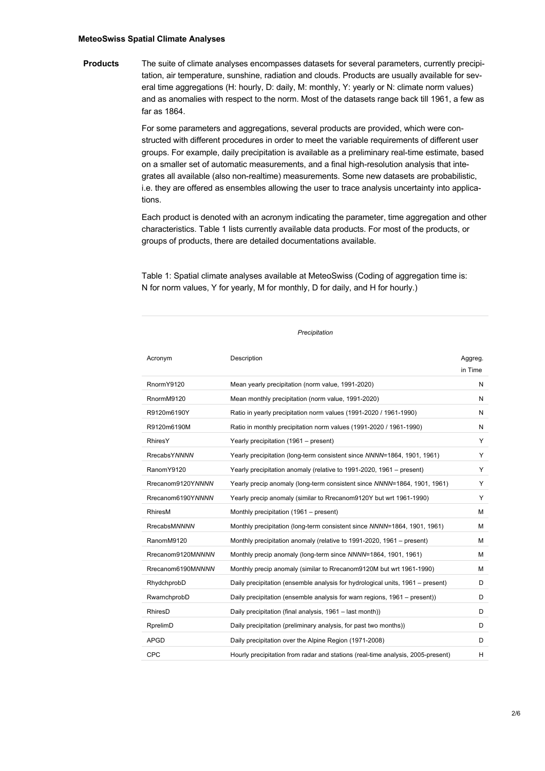### MeteoSwiss Spatial Climate Analyses

**Products**

The suite of climate analyses encompasses datasets for several parameters, currently precipitation, air temperature, sunshine, radiation and clouds. Products are usually available for several time aggregations (H: hourly, D: daily, M: monthly, Y: yearly or N: climate norm values) and as anomalies with respect to the norm. Most of the datasets range back till 1961, a few as far as 1864.

For some parameters and aggregations, several products are provided, which were constructed with different procedures in order to meet the variable requirements of different user groups. For example, daily precipitation is available as a preliminary real-time estimate, based on a smaller set of automatic measurements, and a final high-resolution analysis that integrates all available (also non-realtime) measurements. Some new datasets are probabilistic, i.e. they are offered as ensembles allowing the user to trace analysis uncertainty into applications.

Each product is denoted with an acronym indicating the parameter, time aggregation and other characteristics. Table 1 lists currently available data products. For most of the products, or groups of products, there are detailed documentations available.

Table 1: Spatial climate analyses available at MeteoSwiss (Coding of aggregation time is: N for norm values, Y for yearly, M for monthly, D for daily, and H for hourly.)

*Precipitation*

| Acronym | Description | Aggreg. in Time |
|---|---|---|
| RnormY9120 | Mean yearly precipitation (norm value, 1991-2020) | N |
| RnormM9120 | Mean monthly precipitation (norm value, 1991-2020) | N |
| R9120m6190Y | Ratio in yearly precipitation norm values (1991-2020 / 1961-1990) | N |
| R9120m6190M | Ratio in monthly precipitation norm values (1991-2020 / 1961-1990) | N |
| RhiresY | Yearly precipitation (1961 – present) | Y |
| RrecabsY*NNNN* | Yearly precipitation (long-term consistent since *NNNN*=1864, 1901, 1961) | Y |
| RanomY9120 | Yearly precipitation anomaly (relative to 1991-2020, 1961 – present) | Y |
| Rrecanom9120Y*NNNN* | Yearly precip anomaly (long-term consistent since *NNNN*=1864, 1901, 1961) | Y |
| Rrecanom6190Y*NNNN* | Yearly precip anomaly (similar to Rrecanom9120Y but wrt 1961-1990) | Y |
| RhiresM | Monthly precipitation (1961 – present) | M |
| RrecabsM*NNNN* | Monthly precipitation (long-term consistent since *NNNN*=1864, 1901, 1961) | M |
| RanomM9120 | Monthly precipitation anomaly (relative to 1991-2020, 1961 – present) | M |
| Rrecanom9120M*NNNN* | Monthly precip anomaly (long-term since *NNNN*=1864, 1901, 1961) | M |
| Rrecanom6190M*NNNN* | Monthly precip anomaly (similar to Rrecanom9120M but wrt 1961-1990) | M |
| RhydchprobD | Daily precipitation (ensemble analysis for hydrological units, 1961 – present) | D |
| RwarnchprobD | Daily precipitation (ensemble analysis for warn regions, 1961 – present)) | D |
| RhiresD | Daily precipitation (final analysis, 1961 – last month)) | D |
| RprelimD | Daily precipitation (preliminary analysis, for past two months)) | D |
| APGD | Daily precipitation over the Alpine Region (1971-2008) | D |
| CPC | Hourly precipitation from radar and stations (real-time analysis, 2005-present) | H |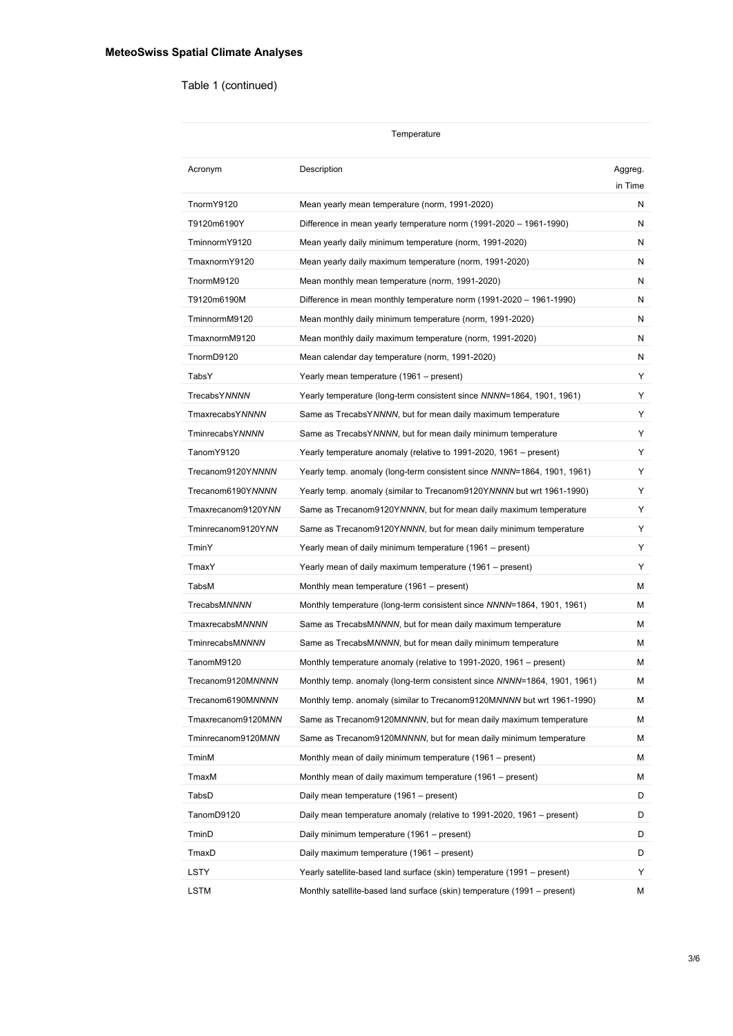Table 1 (continued)

| Temperature | | |
|---|---|---|
| Acronym | Description | Aggreg. in Time |
| TnormY9120 | Mean yearly mean temperature (norm, 1991-2020) | N |
| T9120m6190Y | Difference in mean yearly temperature norm (1991-2020 – 1961-1990) | N |
| TminnormY9120 | Mean yearly daily minimum temperature (norm, 1991-2020) | N |
| TmaxnormY9120 | Mean yearly daily maximum temperature (norm, 1991-2020) | N |
| TnormM9120 | Mean monthly mean temperature (norm, 1991-2020) | N |
| T9120m6190M | Difference in mean monthly temperature norm (1991-2020 – 1961-1990) | N |
| TminnormM9120 | Mean monthly daily minimum temperature (norm, 1991-2020) | N |
| TmaxnormM9120 | Mean monthly daily maximum temperature (norm, 1991-2020) | N |
| TnormD9120 | Mean calendar day temperature (norm, 1991-2020) | N |
| TabsY | Yearly mean temperature (1961 – present) | Y |
| TrecabsY*NNNN* | Yearly temperature (long-term consistent since *NNNN*=1864, 1901, 1961) | Y |
| TmaxrecabsY*NNNN* | Same as TrecabsY*NNNN*, but for mean daily maximum temperature | Y |
| TminrecabsY*NNNN* | Same as TrecabsY*NNNN*, but for mean daily minimum temperature | Y |
| TanomY9120 | Yearly temperature anomaly (relative to 1991-2020, 1961 – present) | Y |
| Trecanom9120Y*NNNN* | Yearly temp. anomaly (long-term consistent since *NNNN*=1864, 1901, 1961) | Y |
| Trecanom6190Y*NNNN* | Yearly temp. anomaly (similar to Trecanom9120Y*NNNN* but wrt 1961-1990) | Y |
| Tmaxrecanom9120Y*NN* | Same as Trecanom9120Y*NNNN*, but for mean daily maximum temperature | Y |
| Tminrecanom9120Y*NN* | Same as Trecanom9120Y*NNNN*, but for mean daily minimum temperature | Y |
| TminY | Yearly mean of daily minimum temperature (1961 – present) | Y |
| TmaxY | Yearly mean of daily maximum temperature (1961 – present) | Y |
| TabsM | Monthly mean temperature (1961 – present) | M |
| TrecabsM*NNNN* | Monthly temperature (long-term consistent since *NNNN*=1864, 1901, 1961) | M |
| TmaxrecabsM*NNNN* | Same as TrecabsM*NNNN*, but for mean daily maximum temperature | M |
| TminrecabsM*NNNN* | Same as TrecabsM*NNNN*, but for mean daily minimum temperature | M |
| TanomM9120 | Monthly temperature anomaly (relative to 1991-2020, 1961 – present) | M |
| Trecanom9120M*NNNN* | Monthly temp. anomaly (long-term consistent since *NNNN*=1864, 1901, 1961) | M |
| Trecanom6190M*NNNN* | Monthly temp. anomaly (similar to Trecanom9120M*NNNN* but wrt 1961-1990) | M |
| Tmaxrecanom9120M*NN* | Same as Trecanom9120M*NNNN*, but for mean daily maximum temperature | M |
| Tminrecanom9120M*NN* | Same as Trecanom9120M*NNNN*, but for mean daily minimum temperature | M |
| TminM | Monthly mean of daily minimum temperature (1961 – present) | M |
| TmaxM | Monthly mean of daily maximum temperature (1961 – present) | M |
| TabsD | Daily mean temperature (1961 – present) | D |
| TanomD9120 | Daily mean temperature anomaly (relative to 1991-2020, 1961 – present) | D |
| TminD | Daily minimum temperature (1961 – present) | D |
| TmaxD | Daily maximum temperature (1961 – present) | D |
| LSTY | Yearly satellite-based land surface (skin) temperature (1991 – present) | Y |
| LSTM | Monthly satellite-based land surface (skin) temperature (1991 – present) | M |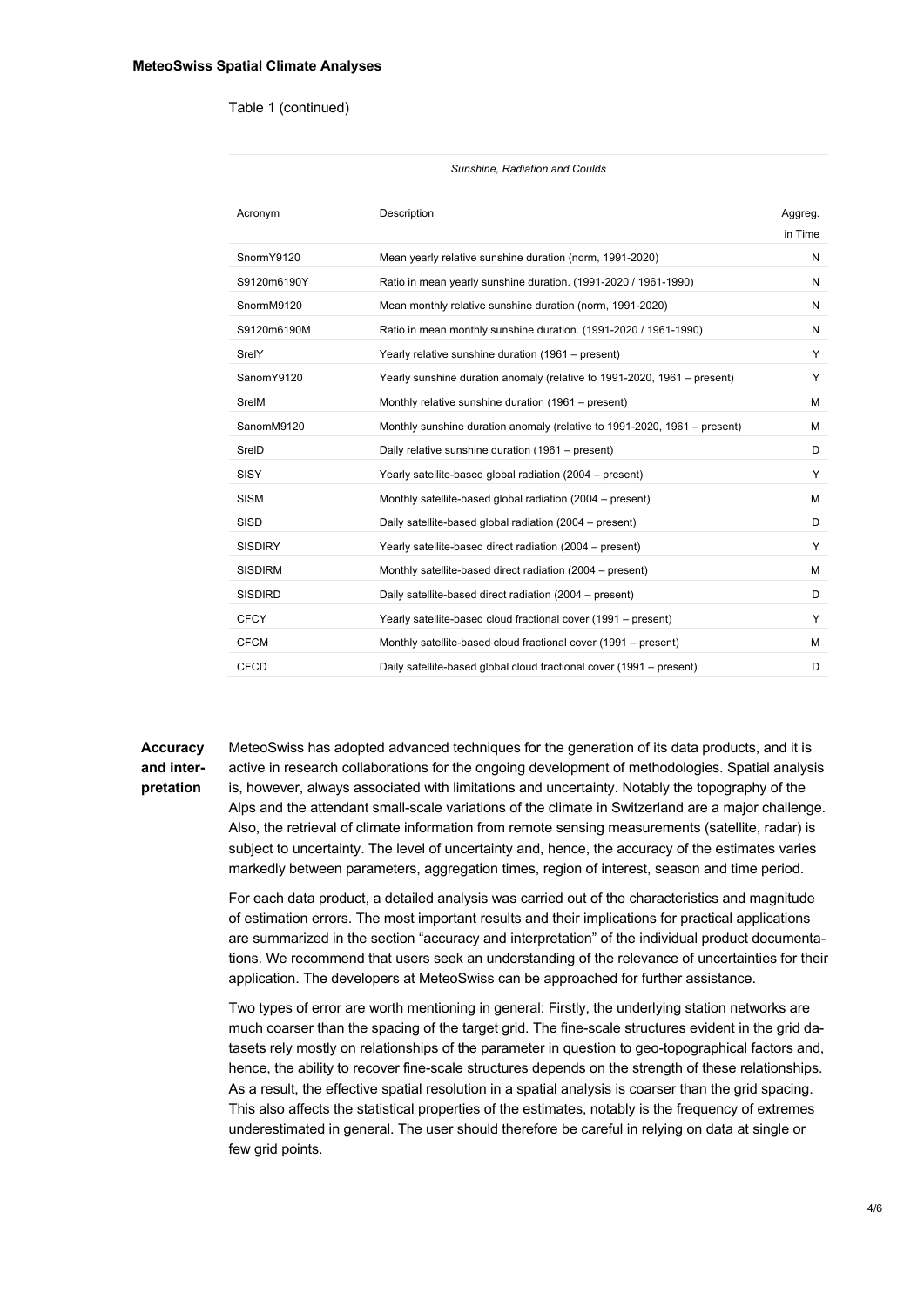Table 1 (continued)

| *Sunshine, Radiation and Coulds* | | |
|---|---|---|
| Acronym | Description | Aggreg. in Time |
| SnormY9120 | Mean yearly relative sunshine duration (norm, 1991-2020) | N |
| S9120m6190Y | Ratio in mean yearly sunshine duration. (1991-2020 / 1961-1990) | N |
| SnormM9120 | Mean monthly relative sunshine duration (norm, 1991-2020) | N |
| S9120m6190M | Ratio in mean monthly sunshine duration. (1991-2020 / 1961-1990) | N |
| SrelY | Yearly relative sunshine duration (1961 – present) | Y |
| SanomY9120 | Yearly sunshine duration anomaly (relative to 1991-2020, 1961 – present) | Y |
| SrelM | Monthly relative sunshine duration (1961 – present) | M |
| SanomM9120 | Monthly sunshine duration anomaly (relative to 1991-2020, 1961 – present) | M |
| SrelD | Daily relative sunshine duration (1961 – present) | D |
| SISY | Yearly satellite-based global radiation (2004 – present) | Y |
| SISM | Monthly satellite-based global radiation (2004 – present) | M |
| SISD | Daily satellite-based global radiation (2004 – present) | D |
| SISDIRY | Yearly satellite-based direct radiation (2004 – present) | Y |
| SISDIRM | Monthly satellite-based direct radiation (2004 – present) | M |
| SISDIRD | Daily satellite-based direct radiation (2004 – present) | D |
| CFCY | Yearly satellite-based cloud fractional cover (1991 – present) | Y |
| CFCM | Monthly satellite-based cloud fractional cover (1991 – present) | M |
| CFCD | Daily satellite-based global cloud fractional cover (1991 – present) | D |

## Accuracy and interpretation

MeteoSwiss has adopted advanced techniques for the generation of its data products, and it is active in research collaborations for the ongoing development of methodologies. Spatial analysis is, however, always associated with limitations and uncertainty. Notably the topography of the Alps and the attendant small-scale variations of the climate in Switzerland are a major challenge. Also, the retrieval of climate information from remote sensing measurements (satellite, radar) is subject to uncertainty. The level of uncertainty and, hence, the accuracy of the estimates varies markedly between parameters, aggregation times, region of interest, season and time period.

For each data product, a detailed analysis was carried out of the characteristics and magnitude of estimation errors. The most important results and their implications for practical applications are summarized in the section "accuracy and interpretation" of the individual product documentations. We recommend that users seek an understanding of the relevance of uncertainties for their application. The developers at MeteoSwiss can be approached for further assistance.

Two types of error are worth mentioning in general: Firstly, the underlying station networks are much coarser than the spacing of the target grid. The fine-scale structures evident in the grid datasets rely mostly on relationships of the parameter in question to geo-topographical factors and, hence, the ability to recover fine-scale structures depends on the strength of these relationships. As a result, the effective spatial resolution in a spatial analysis is coarser than the grid spacing. This also affects the statistical properties of the estimates, notably is the frequency of extremes underestimated in general. The user should therefore be careful in relying on data at single or few grid points.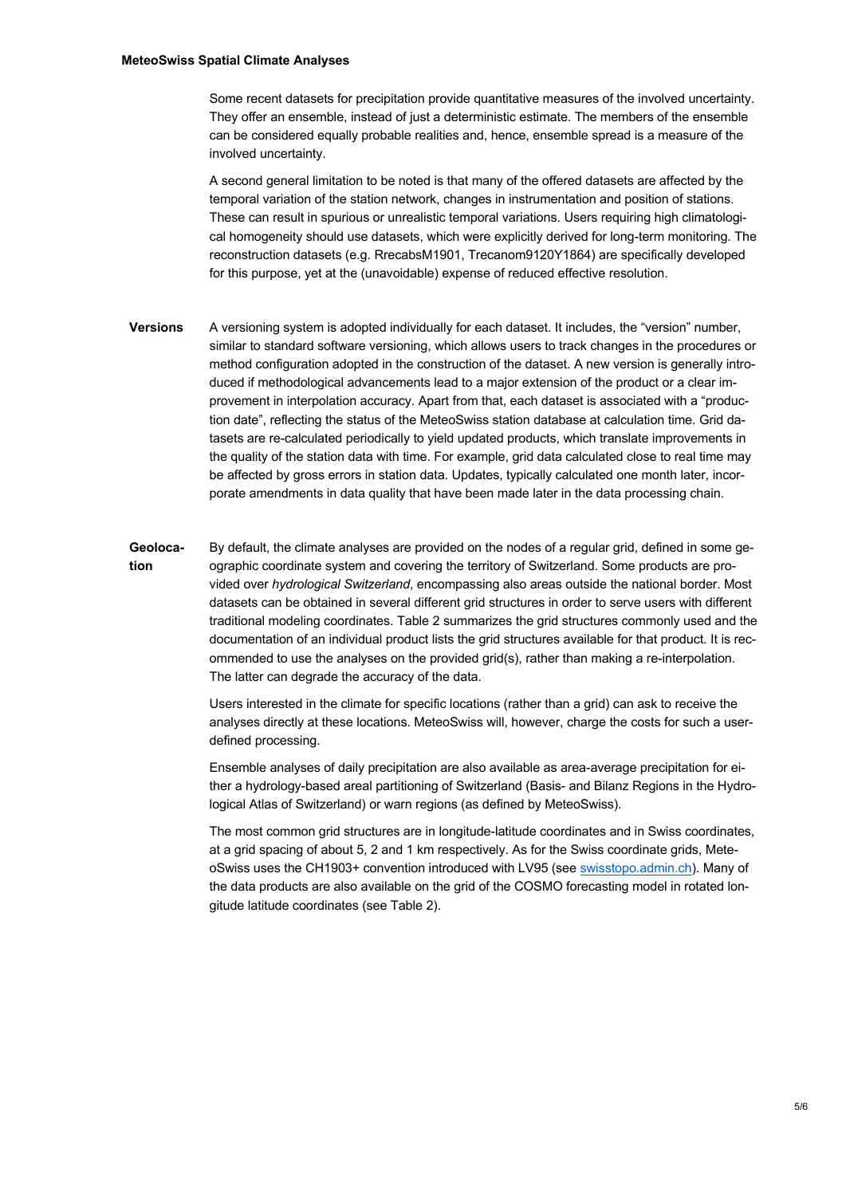Some recent datasets for precipitation provide quantitative measures of the involved uncertainty. They offer an ensemble, instead of just a deterministic estimate. The members of the ensemble can be considered equally probable realities and, hence, ensemble spread is a measure of the involved uncertainty.

A second general limitation to be noted is that many of the offered datasets are affected by the temporal variation of the station network, changes in instrumentation and position of stations. These can result in spurious or unrealistic temporal variations. Users requiring high climatological homogeneity should use datasets, which were explicitly derived for long-term monitoring. The reconstruction datasets (e.g. RrecabsM1901, Trecanom9120Y1864) are specifically developed for this purpose, yet at the (unavoidable) expense of reduced effective resolution.

**Versions**

A versioning system is adopted individually for each dataset. It includes, the "version" number, similar to standard software versioning, which allows users to track changes in the procedures or method configuration adopted in the construction of the dataset. A new version is generally introduced if methodological advancements lead to a major extension of the product or a clear improvement in interpolation accuracy. Apart from that, each dataset is associated with a "production date", reflecting the status of the MeteoSwiss station database at calculation time. Grid datasets are re-calculated periodically to yield updated products, which translate improvements in the quality of the station data with time. For example, grid data calculated close to real time may be affected by gross errors in station data. Updates, typically calculated one month later, incorporate amendments in data quality that have been made later in the data processing chain.

**Geolocation**

By default, the climate analyses are provided on the nodes of a regular grid, defined in some geographic coordinate system and covering the territory of Switzerland. Some products are provided over *hydrological Switzerland*, encompassing also areas outside the national border. Most datasets can be obtained in several different grid structures in order to serve users with different traditional modeling coordinates. Table 2 summarizes the grid structures commonly used and the documentation of an individual product lists the grid structures available for that product. It is recommended to use the analyses on the provided grid(s), rather than making a re-interpolation. The latter can degrade the accuracy of the data.

Users interested in the climate for specific locations (rather than a grid) can ask to receive the analyses directly at these locations. MeteoSwiss will, however, charge the costs for such a user-defined processing.

Ensemble analyses of daily precipitation are also available as area-average precipitation for either a hydrology-based areal partitioning of Switzerland (Basis- and Bilanz Regions in the Hydrological Atlas of Switzerland) or warn regions (as defined by MeteoSwiss).

The most common grid structures are in longitude-latitude coordinates and in Swiss coordinates, at a grid spacing of about 5, 2 and 1 km respectively. As for the Swiss coordinate grids, MeteoSwiss uses the CH1903+ convention introduced with LV95 (see [swisstopo.admin.ch](swisstopo.admin.ch)). Many of the data products are also available on the grid of the COSMO forecasting model in rotated longitude latitude coordinates (see Table 2).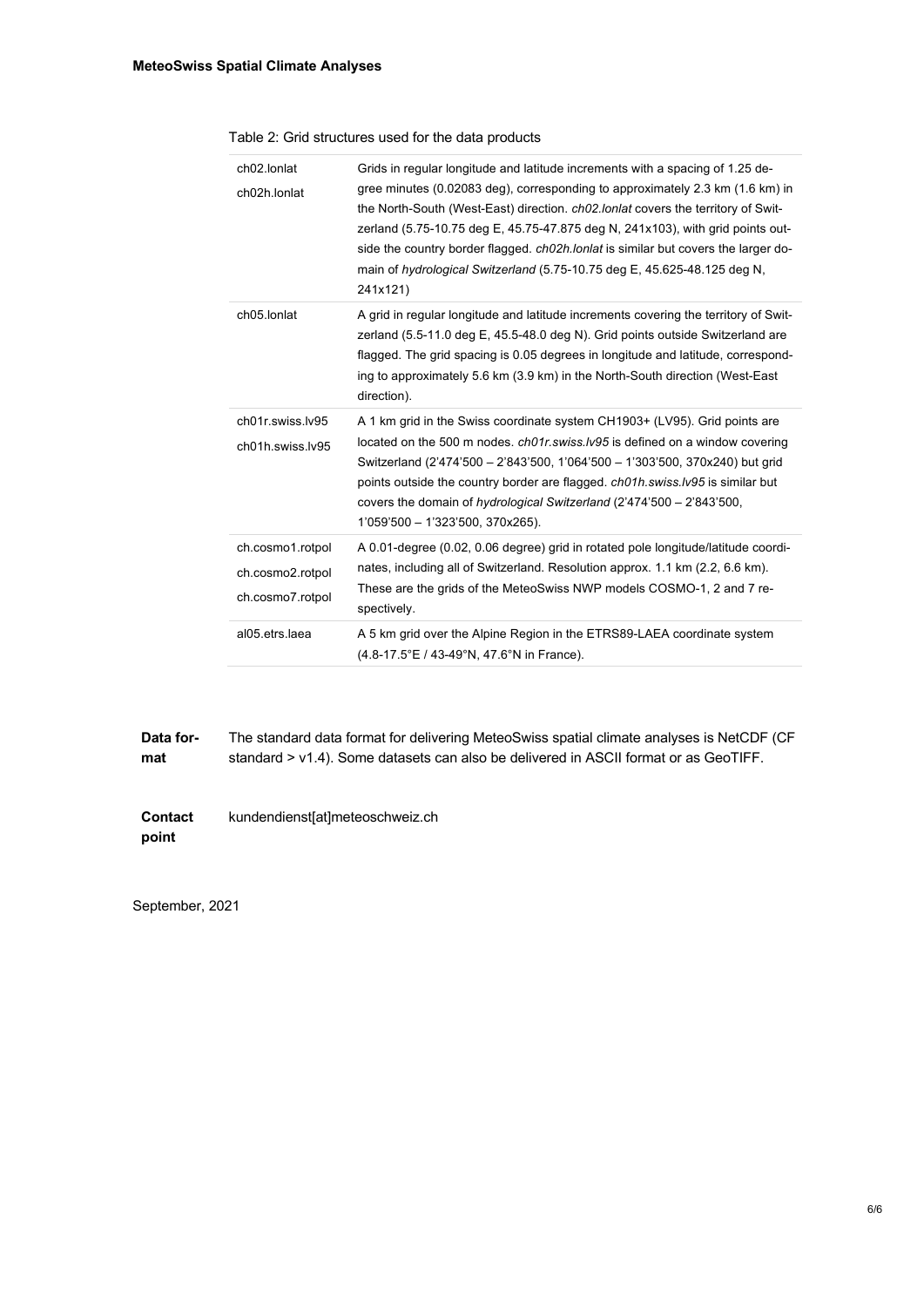Table 2: Grid structures used for the data products

| | |
|---|---|
| ch02.lonlat<br>ch02h.lonlat | Grids in regular longitude and latitude increments with a spacing of 1.25 degree minutes (0.02083 deg), corresponding to approximately 2.3 km (1.6 km) in the North-South (West-East) direction. *ch02.lonlat* covers the territory of Switzerland (5.75-10.75 deg E, 45.75-47.875 deg N, 241x103), with grid points outside the country border flagged. *ch02h.lonlat* is similar but covers the larger domain of *hydrological Switzerland* (5.75-10.75 deg E, 45.625-48.125 deg N, 241x121) |
| ch05.lonlat | A grid in regular longitude and latitude increments covering the territory of Switzerland (5.5-11.0 deg E, 45.5-48.0 deg N). Grid points outside Switzerland are flagged. The grid spacing is 0.05 degrees in longitude and latitude, corresponding to approximately 5.6 km (3.9 km) in the North-South direction (West-East direction). |
| ch01r.swiss.lv95<br>ch01h.swiss.lv95 | A 1 km grid in the Swiss coordinate system CH1903+ (LV95). Grid points are located on the 500 m nodes. *ch01r.swiss.lv95* is defined on a window covering Switzerland (2'474'500 – 2'843'500, 1'064'500 – 1'303'500, 370x240) but grid points outside the country border are flagged. *ch01h.swiss.lv95* is similar but covers the domain of *hydrological Switzerland* (2'474'500 – 2'843'500, 1'059'500 – 1'323'500, 370x265). |
| ch.cosmo1.rotpol<br>ch.cosmo2.rotpol<br>ch.cosmo7.rotpol | A 0.01-degree (0.02, 0.06 degree) grid in rotated pole longitude/latitude coordinates, including all of Switzerland. Resolution approx. 1.1 km (2.2, 6.6 km). These are the grids of the MeteoSwiss NWP models COSMO-1, 2 and 7 respectively. |
| al05.etrs.laea | A 5 km grid over the Alpine Region in the ETRS89-LAEA coordinate system (4.8-17.5°E / 43-49°N, 47.6°N in France). |

**Data format** The standard data format for delivering MeteoSwiss spatial climate analyses is NetCDF (CF standard > v1.4). Some datasets can also be delivered in ASCII format or as GeoTIFF.

**Contact point** kundendienst[at]meteoschweiz.ch

September, 2021